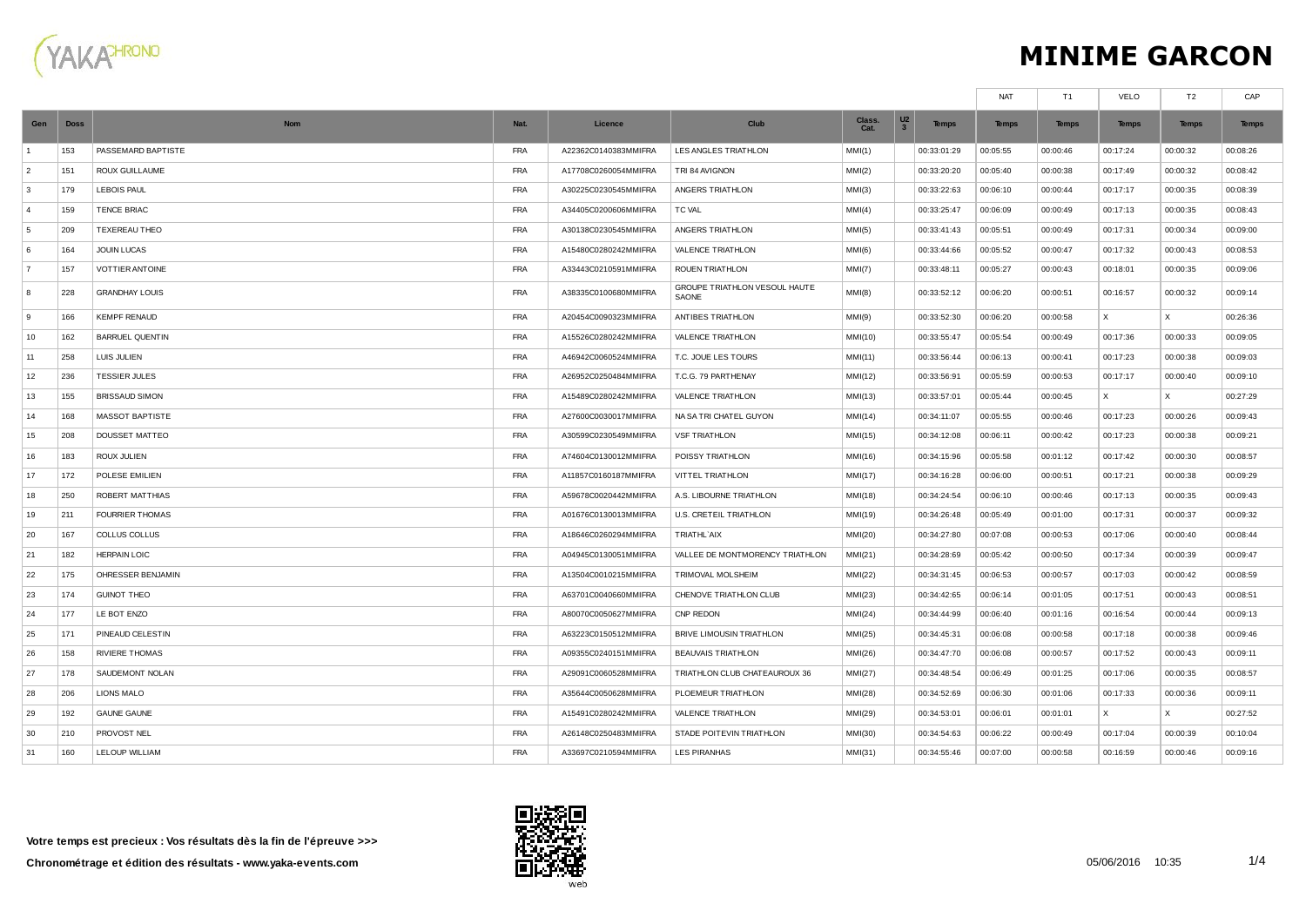# MINIME GARCON

| Gen | Doss | Nom | Nat. | Licence | Club | Class. Cat. | U23 | Temps | NAT Temps | T1 Temps | VELO Temps | T2 Temps | CAP Temps |
|---|---|---|---|---|---|---|---|---|---|---|---|---|---|
| 1 | 153 | PASSEMARD BAPTISTE | FRA | A22362C0140383MMIFRA | LES ANGLES TRIATHLON | MMI(1) | | 00:33:01:29 | 00:05:55 | 00:00:46 | 00:17:24 | 00:00:32 | 00:08:26 |
| 2 | 151 | ROUX GUILLAUME | FRA | A17708C0260054MMIFRA | TRI 84 AVIGNON | MMI(2) | | 00:33:20:20 | 00:05:40 | 00:00:38 | 00:17:49 | 00:00:32 | 00:08:42 |
| 3 | 179 | LEBOIS PAUL | FRA | A30225C0230545MMIFRA | ANGERS TRIATHLON | MMI(3) | | 00:33:22:63 | 00:06:10 | 00:00:44 | 00:17:17 | 00:00:35 | 00:08:39 |
| 4 | 159 | TENCE BRIAC | FRA | A34405C0200606MMIFRA | TC VAL | MMI(4) | | 00:33:25:47 | 00:06:09 | 00:00:49 | 00:17:13 | 00:00:35 | 00:08:43 |
| 5 | 209 | TEXEREAU THEO | FRA | A30138C0230545MMIFRA | ANGERS TRIATHLON | MMI(5) | | 00:33:41:43 | 00:05:51 | 00:00:49 | 00:17:31 | 00:00:34 | 00:09:00 |
| 6 | 164 | JOUIN LUCAS | FRA | A15480C0280242MMIFRA | VALENCE TRIATHLON | MMI(6) | | 00:33:44:66 | 00:05:52 | 00:00:47 | 00:17:32 | 00:00:43 | 00:08:53 |
| 7 | 157 | VOTTIER ANTOINE | FRA | A33443C0210591MMIFRA | ROUEN TRIATHLON | MMI(7) | | 00:33:48:11 | 00:05:27 | 00:00:43 | 00:18:01 | 00:00:35 | 00:09:06 |
| 8 | 228 | GRANDHAY LOUIS | FRA | A38335C0100680MMIFRA | GROUPE TRIATHLON VESOUL HAUTE SAONE | MMI(8) | | 00:33:52:12 | 00:06:20 | 00:00:51 | 00:16:57 | 00:00:32 | 00:09:14 |
| 9 | 166 | KEMPF RENAUD | FRA | A20454C0090323MMIFRA | ANTIBES TRIATHLON | MMI(9) | | 00:33:52:30 | 00:06:20 | 00:00:58 | X | X | 00:26:36 |
| 10 | 162 | BARRUEL QUENTIN | FRA | A15526C0280242MMIFRA | VALENCE TRIATHLON | MMI(10) | | 00:33:55:47 | 00:05:54 | 00:00:49 | 00:17:36 | 00:00:33 | 00:09:05 |
| 11 | 258 | LUIS JULIEN | FRA | A46942C0060524MMIFRA | T.C. JOUE LES TOURS | MMI(11) | | 00:33:56:44 | 00:06:13 | 00:00:41 | 00:17:23 | 00:00:38 | 00:09:03 |
| 12 | 236 | TESSIER JULES | FRA | A26952C0250484MMIFRA | T.C.G. 79 PARTHENAY | MMI(12) | | 00:33:56:91 | 00:05:59 | 00:00:53 | 00:17:17 | 00:00:40 | 00:09:10 |
| 13 | 155 | BRISSAUD SIMON | FRA | A15489C0280242MMIFRA | VALENCE TRIATHLON | MMI(13) | | 00:33:57:01 | 00:05:44 | 00:00:45 | X | X | 00:27:29 |
| 14 | 168 | MASSOT BAPTISTE | FRA | A27600C0030017MMIFRA | NA SA TRI CHATEL GUYON | MMI(14) | | 00:34:11:07 | 00:05:55 | 00:00:46 | 00:17:23 | 00:00:26 | 00:09:43 |
| 15 | 208 | DOUSSET MATTEO | FRA | A30599C0230549MMIFRA | VSF TRIATHLON | MMI(15) | | 00:34:12:08 | 00:06:11 | 00:00:42 | 00:17:23 | 00:00:38 | 00:09:21 |
| 16 | 183 | ROUX JULIEN | FRA | A74604C0130012MMIFRA | POISSY TRIATHLON | MMI(16) | | 00:34:15:96 | 00:05:58 | 00:01:12 | 00:17:42 | 00:00:30 | 00:08:57 |
| 17 | 172 | POLESE EMILIEN | FRA | A11857C0160187MMIFRA | VITTEL TRIATHLON | MMI(17) | | 00:34:16:28 | 00:06:00 | 00:00:51 | 00:17:21 | 00:00:38 | 00:09:29 |
| 18 | 250 | ROBERT MATTHIAS | FRA | A59678C0020442MMIFRA | A.S. LIBOURNE TRIATHLON | MMI(18) | | 00:34:24:54 | 00:06:10 | 00:00:46 | 00:17:13 | 00:00:35 | 00:09:43 |
| 19 | 211 | FOURRIER THOMAS | FRA | A01676C0130013MMIFRA | U.S. CRETEIL TRIATHLON | MMI(19) | | 00:34:26:48 | 00:05:49 | 00:01:00 | 00:17:31 | 00:00:37 | 00:09:32 |
| 20 | 167 | COLLUS COLLUS | FRA | A18646C0260294MMIFRA | TRIATHL`AIX | MMI(20) | | 00:34:27:80 | 00:07:08 | 00:00:53 | 00:17:06 | 00:00:40 | 00:08:44 |
| 21 | 182 | HERPAIN LOIC | FRA | A04945C0130051MMIFRA | VALLEE DE MONTMORENCY TRIATHLON | MMI(21) | | 00:34:28:69 | 00:05:42 | 00:00:50 | 00:17:34 | 00:00:39 | 00:09:47 |
| 22 | 175 | OHRESSER BENJAMIN | FRA | A13504C0010215MMIFRA | TRIMOVAL MOLSHEIM | MMI(22) | | 00:34:31:45 | 00:06:53 | 00:00:57 | 00:17:03 | 00:00:42 | 00:08:59 |
| 23 | 174 | GUINOT THEO | FRA | A63701C0040660MMIFRA | CHENOVE TRIATHLON CLUB | MMI(23) | | 00:34:42:65 | 00:06:14 | 00:01:05 | 00:17:51 | 00:00:43 | 00:08:51 |
| 24 | 177 | LE BOT ENZO | FRA | A80070C0050627MMIFRA | CNP REDON | MMI(24) | | 00:34:44:99 | 00:06:40 | 00:01:16 | 00:16:54 | 00:00:44 | 00:09:13 |
| 25 | 171 | PINEAUD CELESTIN | FRA | A63223C0150512MMIFRA | BRIVE LIMOUSIN TRIATHLON | MMI(25) | | 00:34:45:31 | 00:06:08 | 00:00:58 | 00:17:18 | 00:00:38 | 00:09:46 |
| 26 | 158 | RIVIERE THOMAS | FRA | A09355C0240151MMIFRA | BEAUVAIS TRIATHLON | MMI(26) | | 00:34:47:70 | 00:06:08 | 00:00:57 | 00:17:52 | 00:00:43 | 00:09:11 |
| 27 | 178 | SAUDEMONT NOLAN | FRA | A29091C0060528MMIFRA | TRIATHLON CLUB CHATEAUROUX 36 | MMI(27) | | 00:34:48:54 | 00:06:49 | 00:01:25 | 00:17:06 | 00:00:35 | 00:08:57 |
| 28 | 206 | LIONS MALO | FRA | A35644C0050628MMIFRA | PLOEMEUR TRIATHLON | MMI(28) | | 00:34:52:69 | 00:06:30 | 00:01:06 | 00:17:33 | 00:00:36 | 00:09:11 |
| 29 | 192 | GAUNE GAUNE | FRA | A15491C0280242MMIFRA | VALENCE TRIATHLON | MMI(29) | | 00:34:53:01 | 00:06:01 | 00:01:01 | X | X | 00:27:52 |
| 30 | 210 | PROVOST NEL | FRA | A26148C0250483MMIFRA | STADE POITEVIN TRIATHLON | MMI(30) | | 00:34:54:63 | 00:06:22 | 00:00:49 | 00:17:04 | 00:00:39 | 00:10:04 |
| 31 | 160 | LELOUP WILLIAM | FRA | A33697C0210594MMIFRA | LES PIRANHAS | MMI(31) | | 00:34:55:46 | 00:07:00 | 00:00:58 | 00:16:59 | 00:00:46 | 00:09:16 |

**Votre temps est precieux : Vos résultats dès la fin de l'épreuve >>>**

**Chronométrage et édition des résultats - www.yaka-events.com**

05/06/2016 10:35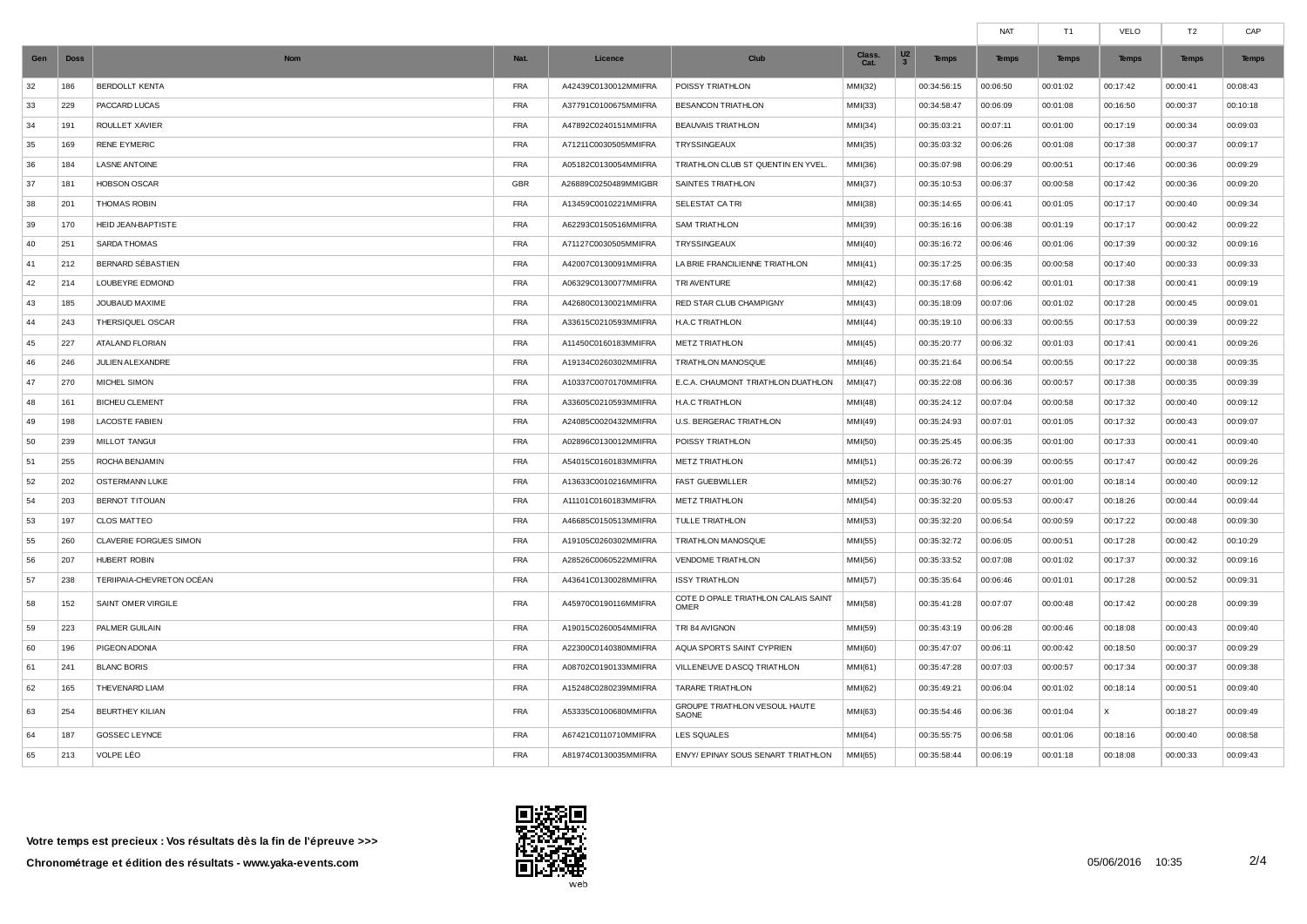| Gen | Doss | Nom | Nat. | Licence | Club | Class. Cat. | U23 | Temps | NAT Temps | T1 Temps | VELO Temps | T2 Temps | CAP Temps |
|---|---|---|---|---|---|---|---|---|---|---|---|---|---|
| 32 | 186 | BERDOLLT KENTA | FRA | A42439C0130012MMIFRA | POISSY TRIATHLON | MMI(32) | | 00:34:56:15 | 00:06:50 | 00:01:02 | 00:17:42 | 00:00:41 | 00:08:43 |
| 33 | 229 | PACCARD LUCAS | FRA | A37791C0100675MMIFRA | BESANCON TRIATHLON | MMI(33) | | 00:34:58:47 | 00:06:09 | 00:01:08 | 00:16:50 | 00:00:37 | 00:10:18 |
| 34 | 191 | ROULLET XAVIER | FRA | A47892C0240151MMIFRA | BEAUVAIS TRIATHLON | MMI(34) | | 00:35:03:21 | 00:07:11 | 00:01:00 | 00:17:19 | 00:00:34 | 00:09:03 |
| 35 | 169 | RENE EYMERIC | FRA | A71211C0030505MMIFRA | TRYSSINGEAUX | MMI(35) | | 00:35:03:32 | 00:06:26 | 00:01:08 | 00:17:38 | 00:00:37 | 00:09:17 |
| 36 | 184 | LASNE ANTOINE | FRA | A05182C0130054MMIFRA | TRIATHLON CLUB ST QUENTIN EN YVEL. | MMI(36) | | 00:35:07:98 | 00:06:29 | 00:00:51 | 00:17:46 | 00:00:36 | 00:09:29 |
| 37 | 181 | HOBSON OSCAR | GBR | A26889C0250489MMIGBR | SAINTES TRIATHLON | MMI(37) | | 00:35:10:53 | 00:06:37 | 00:00:58 | 00:17:42 | 00:00:36 | 00:09:20 |
| 38 | 201 | THOMAS ROBIN | FRA | A13459C0010221MMIFRA | SELESTAT CA TRI | MMI(38) | | 00:35:14:65 | 00:06:41 | 00:01:05 | 00:17:17 | 00:00:40 | 00:09:34 |
| 39 | 170 | HEID JEAN-BAPTISTE | FRA | A62293C0150516MMIFRA | SAM TRIATHLON | MMI(39) | | 00:35:16:16 | 00:06:38 | 00:01:19 | 00:17:17 | 00:00:42 | 00:09:22 |
| 40 | 251 | SARDA THOMAS | FRA | A71127C0030505MMIFRA | TRYSSINGEAUX | MMI(40) | | 00:35:16:72 | 00:06:46 | 00:01:06 | 00:17:39 | 00:00:32 | 00:09:16 |
| 41 | 212 | BERNARD SÉBASTIEN | FRA | A42007C0130091MMIFRA | LA BRIE FRANCILIENNE TRIATHLON | MMI(41) | | 00:35:17:25 | 00:06:35 | 00:00:58 | 00:17:40 | 00:00:33 | 00:09:33 |
| 42 | 214 | LOUBEYRE EDMOND | FRA | A06329C0130077MMIFRA | TRI AVENTURE | MMI(42) | | 00:35:17:68 | 00:06:42 | 00:01:01 | 00:17:38 | 00:00:41 | 00:09:19 |
| 43 | 185 | JOUBAUD MAXIME | FRA | A42680C0130021MMIFRA | RED STAR CLUB CHAMPIGNY | MMI(43) | | 00:35:18:09 | 00:07:06 | 00:01:02 | 00:17:28 | 00:00:45 | 00:09:01 |
| 44 | 243 | THERSIQUEL OSCAR | FRA | A33615C0210593MMIFRA | H.A.C TRIATHLON | MMI(44) | | 00:35:19:10 | 00:06:33 | 00:00:55 | 00:17:53 | 00:00:39 | 00:09:22 |
| 45 | 227 | ATALAND FLORIAN | FRA | A11450C0160183MMIFRA | METZ TRIATHLON | MMI(45) | | 00:35:20:77 | 00:06:32 | 00:01:03 | 00:17:41 | 00:00:41 | 00:09:26 |
| 46 | 246 | JULIEN ALEXANDRE | FRA | A19134C0260302MMIFRA | TRIATHLON MANOSQUE | MMI(46) | | 00:35:21:64 | 00:06:54 | 00:00:55 | 00:17:22 | 00:00:38 | 00:09:35 |
| 47 | 270 | MICHEL SIMON | FRA | A10337C0070170MMIFRA | E.C.A. CHAUMONT TRIATHLON DUATHLON | MMI(47) | | 00:35:22:08 | 00:06:36 | 00:00:57 | 00:17:38 | 00:00:35 | 00:09:39 |
| 48 | 161 | BICHEU CLEMENT | FRA | A33605C0210593MMIFRA | H.A.C TRIATHLON | MMI(48) | | 00:35:24:12 | 00:07:04 | 00:00:58 | 00:17:32 | 00:00:40 | 00:09:12 |
| 49 | 198 | LACOSTE FABIEN | FRA | A24085C0020432MMIFRA | U.S. BERGERAC TRIATHLON | MMI(49) | | 00:35:24:93 | 00:07:01 | 00:01:05 | 00:17:32 | 00:00:43 | 00:09:07 |
| 50 | 239 | MILLOT TANGUI | FRA | A02896C0130012MMIFRA | POISSY TRIATHLON | MMI(50) | | 00:35:25:45 | 00:06:35 | 00:01:00 | 00:17:33 | 00:00:41 | 00:09:40 |
| 51 | 255 | ROCHA BENJAMIN | FRA | A54015C0160183MMIFRA | METZ TRIATHLON | MMI(51) | | 00:35:26:72 | 00:06:39 | 00:00:55 | 00:17:47 | 00:00:42 | 00:09:26 |
| 52 | 202 | OSTERMANN LUKE | FRA | A13633C0010216MMIFRA | FAST GUEBWILLER | MMI(52) | | 00:35:30:76 | 00:06:27 | 00:01:00 | 00:18:14 | 00:00:40 | 00:09:12 |
| 54 | 203 | BERNOT TITOUAN | FRA | A11101C0160183MMIFRA | METZ TRIATHLON | MMI(54) | | 00:35:32:20 | 00:05:53 | 00:00:47 | 00:18:26 | 00:00:44 | 00:09:44 |
| 53 | 197 | CLOS MATTEO | FRA | A46685C0150513MMIFRA | TULLE TRIATHLON | MMI(53) | | 00:35:32:20 | 00:06:54 | 00:00:59 | 00:17:22 | 00:00:48 | 00:09:30 |
| 55 | 260 | CLAVERIE FORGUES SIMON | FRA | A19105C0260302MMIFRA | TRIATHLON MANOSQUE | MMI(55) | | 00:35:32:72 | 00:06:05 | 00:00:51 | 00:17:28 | 00:00:42 | 00:10:29 |
| 56 | 207 | HUBERT ROBIN | FRA | A28526C0060522MMIFRA | VENDOME TRIATHLON | MMI(56) | | 00:35:33:52 | 00:07:08 | 00:01:02 | 00:17:37 | 00:00:32 | 00:09:16 |
| 57 | 238 | TERIIPAIA-CHEVRETON OCÉAN | FRA | A43641C0130028MMIFRA | ISSY TRIATHLON | MMI(57) | | 00:35:35:64 | 00:06:46 | 00:01:01 | 00:17:28 | 00:00:52 | 00:09:31 |
| 58 | 152 | SAINT OMER VIRGILE | FRA | A45970C0190116MMIFRA | COTE D OPALE TRIATHLON CALAIS SAINT OMER | MMI(58) | | 00:35:41:28 | 00:07:07 | 00:00:48 | 00:17:42 | 00:00:28 | 00:09:39 |
| 59 | 223 | PALMER GUILAIN | FRA | A19015C0260054MMIFRA | TRI 84 AVIGNON | MMI(59) | | 00:35:43:19 | 00:06:28 | 00:00:46 | 00:18:08 | 00:00:43 | 00:09:40 |
| 60 | 196 | PIGEON ADONIA | FRA | A22300C0140380MMIFRA | AQUA SPORTS SAINT CYPRIEN | MMI(60) | | 00:35:47:07 | 00:06:11 | 00:00:42 | 00:18:50 | 00:00:37 | 00:09:29 |
| 61 | 241 | BLANC BORIS | FRA | A08702C0190133MMIFRA | VILLENEUVE D ASCQ TRIATHLON | MMI(61) | | 00:35:47:28 | 00:07:03 | 00:00:57 | 00:17:34 | 00:00:37 | 00:09:38 |
| 62 | 165 | THEVENARD LIAM | FRA | A15248C0280239MMIFRA | TARARE TRIATHLON | MMI(62) | | 00:35:49:21 | 00:06:04 | 00:01:02 | 00:18:14 | 00:00:51 | 00:09:40 |
| 63 | 254 | BEURTHEY KILIAN | FRA | A53335C0100680MMIFRA | GROUPE TRIATHLON VESOUL HAUTE SAONE | MMI(63) | | 00:35:54:46 | 00:06:36 | 00:01:04 | X | 00:18:27 | 00:09:49 |
| 64 | 187 | GOSSEC LEYNCE | FRA | A67421C0110710MMIFRA | LES SQUALES | MMI(64) | | 00:35:55:75 | 00:06:58 | 00:01:06 | 00:18:16 | 00:00:40 | 00:08:58 |
| 65 | 213 | VOLPE LÉO | FRA | A81974C0130035MMIFRA | ENVY/ EPINAY SOUS SENART TRIATHLON | MMI(65) | | 00:35:58:44 | 00:06:19 | 00:01:18 | 00:18:08 | 00:00:33 | 00:09:43 |

**Votre temps est precieux : Vos résultats dès la fin de l'épreuve >>>**

**Chronométrage et édition des résultats - www.yaka-events.com**

05/06/2016 10:35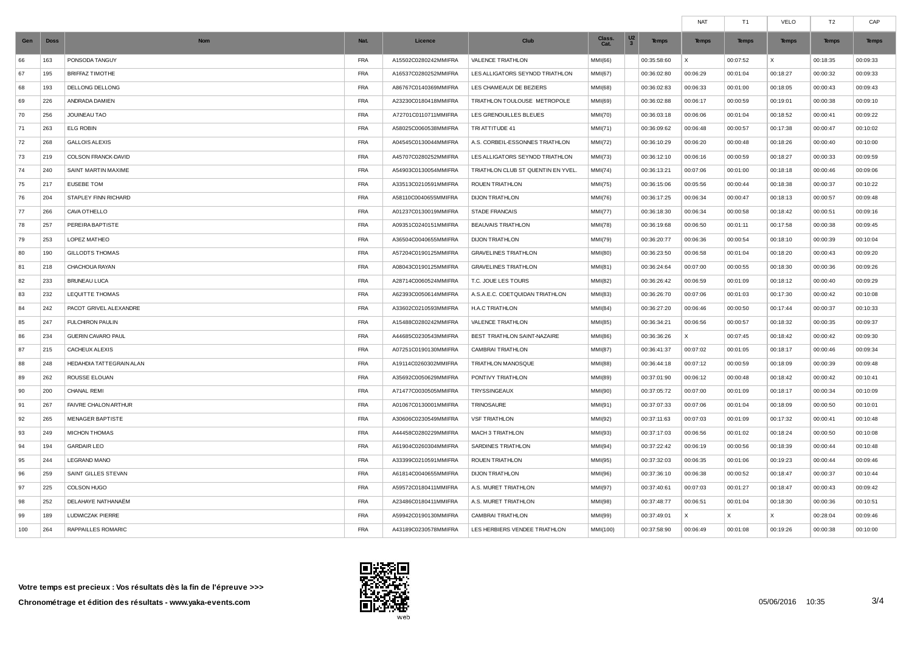| Gen | Doss | Nom | Nat. | Licence | Club | Class. Cat. | U23 | Temps | NAT Temps | T1 Temps | VELO Temps | T2 Temps | CAP Temps |
|---|---|---|---|---|---|---|---|---|---|---|---|---|---|
| 66 | 163 | PONSODA TANGUY | FRA | A15502C0280242MMIFRA | VALENCE TRIATHLON | MMI(66) | | 00:35:58:60 | X | 00:07:52 | X | 00:18:35 | 00:09:33 |
| 67 | 195 | BRIFFAZ TIMOTHE | FRA | A16537C0280252MMIFRA | LES ALLIGATORS SEYNOD TRIATHLON | MMI(67) | | 00:36:02:80 | 00:06:29 | 00:01:04 | 00:18:27 | 00:00:32 | 00:09:33 |
| 68 | 193 | DELLONG DELLONG | FRA | A86767C0140369MMIFRA | LES CHAMEAUX DE BEZIERS | MMI(68) | | 00:36:02:83 | 00:06:33 | 00:01:00 | 00:18:05 | 00:00:43 | 00:09:43 |
| 69 | 226 | ANDRADA DAMIEN | FRA | A23230C0180418MMIFRA | TRIATHLON TOULOUSE METROPOLE | MMI(69) | | 00:36:02:88 | 00:06:17 | 00:00:59 | 00:19:01 | 00:00:38 | 00:09:10 |
| 70 | 256 | JOUINEAU TAO | FRA | A72701C0110711MMIFRA | LES GRENOUILLES BLEUES | MMI(70) | | 00:36:03:18 | 00:06:06 | 00:01:04 | 00:18:52 | 00:00:41 | 00:09:22 |
| 71 | 263 | ELG ROBIN | FRA | A58025C0060538MMIFRA | TRI ATTITUDE 41 | MMI(71) | | 00:36:09:62 | 00:06:48 | 00:00:57 | 00:17:38 | 00:00:47 | 00:10:02 |
| 72 | 268 | GALLOIS ALEXIS | FRA | A04545C0130044MMIFRA | A.S. CORBEIL-ESSONNES TRIATHLON | MMI(72) | | 00:36:10:29 | 00:06:20 | 00:00:48 | 00:18:26 | 00:00:40 | 00:10:00 |
| 73 | 219 | COLSON FRANCK-DAVID | FRA | A45707C0280252MMIFRA | LES ALLIGATORS SEYNOD TRIATHLON | MMI(73) | | 00:36:12:10 | 00:06:16 | 00:00:59 | 00:18:27 | 00:00:33 | 00:09:59 |
| 74 | 240 | SAINT MARTIN MAXIME | FRA | A54903C0130054MMIFRA | TRIATHLON CLUB ST QUENTIN EN YVEL. | MMI(74) | | 00:36:13:21 | 00:07:06 | 00:01:00 | 00:18:18 | 00:00:46 | 00:09:06 |
| 75 | 217 | EUSEBE TOM | FRA | A33513C0210591MMIFRA | ROUEN TRIATHLON | MMI(75) | | 00:36:15:06 | 00:05:56 | 00:00:44 | 00:18:38 | 00:00:37 | 00:10:22 |
| 76 | 204 | STAPLEY FINN RICHARD | FRA | A58110C0040655MMIFRA | DIJON TRIATHLON | MMI(76) | | 00:36:17:25 | 00:06:34 | 00:00:47 | 00:18:13 | 00:00:57 | 00:09:48 |
| 77 | 266 | CAVA OTHELLO | FRA | A01237C0130019MMIFRA | STADE FRANCAIS | MMI(77) | | 00:36:18:30 | 00:06:34 | 00:00:58 | 00:18:42 | 00:00:51 | 00:09:16 |
| 78 | 257 | PEREIRA BAPTISTE | FRA | A09351C0240151MMIFRA | BEAUVAIS TRIATHLON | MMI(78) | | 00:36:19:68 | 00:06:50 | 00:01:11 | 00:17:58 | 00:00:38 | 00:09:45 |
| 79 | 253 | LOPEZ MATHEO | FRA | A36504C0040655MMIFRA | DIJON TRIATHLON | MMI(79) | | 00:36:20:77 | 00:06:36 | 00:00:54 | 00:18:10 | 00:00:39 | 00:10:04 |
| 80 | 190 | GILLODTS THOMAS | FRA | A57204C0190125MMIFRA | GRAVELINES TRIATHLON | MMI(80) | | 00:36:23:50 | 00:06:58 | 00:01:04 | 00:18:20 | 00:00:43 | 00:09:20 |
| 81 | 218 | CHACHOUA RAYAN | FRA | A08043C0190125MMIFRA | GRAVELINES TRIATHLON | MMI(81) | | 00:36:24:64 | 00:07:00 | 00:00:55 | 00:18:30 | 00:00:36 | 00:09:26 |
| 82 | 233 | BRUNEAU LUCA | FRA | A28714C0060524MMIFRA | T.C. JOUE LES TOURS | MMI(82) | | 00:36:26:42 | 00:06:59 | 00:01:09 | 00:18:12 | 00:00:40 | 00:09:29 |
| 83 | 232 | LEQUITTE THOMAS | FRA | A62393C0050614MMIFRA | A.S.A.E.C. COETQUIDAN TRIATHLON | MMI(83) | | 00:36:26:70 | 00:07:06 | 00:01:03 | 00:17:30 | 00:00:42 | 00:10:08 |
| 84 | 242 | PACOT GRIVEL ALEXANDRE | FRA | A33602C0210593MMIFRA | H.A.C TRIATHLON | MMI(84) | | 00:36:27:20 | 00:06:46 | 00:00:50 | 00:17:44 | 00:00:37 | 00:10:33 |
| 85 | 247 | FULCHIRON PAULIN | FRA | A15488C0280242MMIFRA | VALENCE TRIATHLON | MMI(85) | | 00:36:34:21 | 00:06:56 | 00:00:57 | 00:18:32 | 00:00:35 | 00:09:37 |
| 86 | 234 | GUERIN CAVARO PAUL | FRA | A44685C0230543MMIFRA | BEST TRIATHLON SAINT-NAZAIRE | MMI(86) | | 00:36:36:26 | X | 00:07:45 | 00:18:42 | 00:00:42 | 00:09:30 |
| 87 | 215 | CACHEUX ALEXIS | FRA | A07251C0190130MMIFRA | CAMBRAI TRIATHLON | MMI(87) | | 00:36:41:37 | 00:07:02 | 00:01:05 | 00:18:17 | 00:00:46 | 00:09:34 |
| 88 | 248 | HEDAHDIA TATTEGRAIN ALAN | FRA | A19114C0260302MMIFRA | TRIATHLON MANOSQUE | MMI(88) | | 00:36:44:18 | 00:07:12 | 00:00:59 | 00:18:09 | 00:00:39 | 00:09:48 |
| 89 | 262 | ROUSSE ELOUAN | FRA | A35692C0050629MMIFRA | PONTIVY TRIATHLON | MMI(89) | | 00:37:01:90 | 00:06:12 | 00:00:48 | 00:18:42 | 00:00:42 | 00:10:41 |
| 90 | 200 | CHANAL REMI | FRA | A71477C0030505MMIFRA | TRYSSINGEAUX | MMI(90) | | 00:37:05:72 | 00:07:00 | 00:01:09 | 00:18:17 | 00:00:34 | 00:10:09 |
| 91 | 267 | FAIVRE CHALON ARTHUR | FRA | A01067C0130001MMIFRA | TRINOSAURE | MMI(91) | | 00:37:07:33 | 00:07:06 | 00:01:04 | 00:18:09 | 00:00:50 | 00:10:01 |
| 92 | 265 | MENAGER BAPTISTE | FRA | A30606C0230549MMIFRA | VSF TRIATHLON | MMI(92) | | 00:37:11:63 | 00:07:03 | 00:01:09 | 00:17:32 | 00:00:41 | 00:10:48 |
| 93 | 249 | MICHON THOMAS | FRA | A44458C0280229MMIFRA | MACH 3 TRIATHLON | MMI(93) | | 00:37:17:03 | 00:06:56 | 00:01:02 | 00:18:24 | 00:00:50 | 00:10:08 |
| 94 | 194 | GARDAIR LEO | FRA | A61904C0260304MMIFRA | SARDINES TRIATHLON | MMI(94) | | 00:37:22:42 | 00:06:19 | 00:00:56 | 00:18:39 | 00:00:44 | 00:10:48 |
| 95 | 244 | LEGRAND MANO | FRA | A33399C0210591MMIFRA | ROUEN TRIATHLON | MMI(95) | | 00:37:32:03 | 00:06:35 | 00:01:06 | 00:19:23 | 00:00:44 | 00:09:46 |
| 96 | 259 | SAINT GILLES STEVAN | FRA | A61814C0040655MMIFRA | DIJON TRIATHLON | MMI(96) | | 00:37:36:10 | 00:06:38 | 00:00:52 | 00:18:47 | 00:00:37 | 00:10:44 |
| 97 | 225 | COLSON HUGO | FRA | A59572C0180411MMIFRA | A.S. MURET TRIATHLON | MMI(97) | | 00:37:40:61 | 00:07:03 | 00:01:27 | 00:18:47 | 00:00:43 | 00:09:42 |
| 98 | 252 | DELAHAYE NATHANAËM | FRA | A23486C0180411MMIFRA | A.S. MURET TRIATHLON | MMI(98) | | 00:37:48:77 | 00:06:51 | 00:01:04 | 00:18:30 | 00:00:36 | 00:10:51 |
| 99 | 189 | LUDWICZAK PIERRE | FRA | A59942C0190130MMIFRA | CAMBRAI TRIATHLON | MMI(99) | | 00:37:49:01 | X | X | X | 00:28:04 | 00:09:46 |
| 100 | 264 | RAPPAILLES ROMARIC | FRA | A43189C0230578MMIFRA | LES HERBIERS VENDEE TRIATHLON | MMI(100) | | 00:37:58:90 | 00:06:49 | 00:01:08 | 00:19:26 | 00:00:38 | 00:10:00 |

**Votre temps est precieux : Vos résultats dès la fin de l'épreuve >>>**

**Chronométrage et édition des résultats - www.yaka-events.com**

05/06/2016 10:35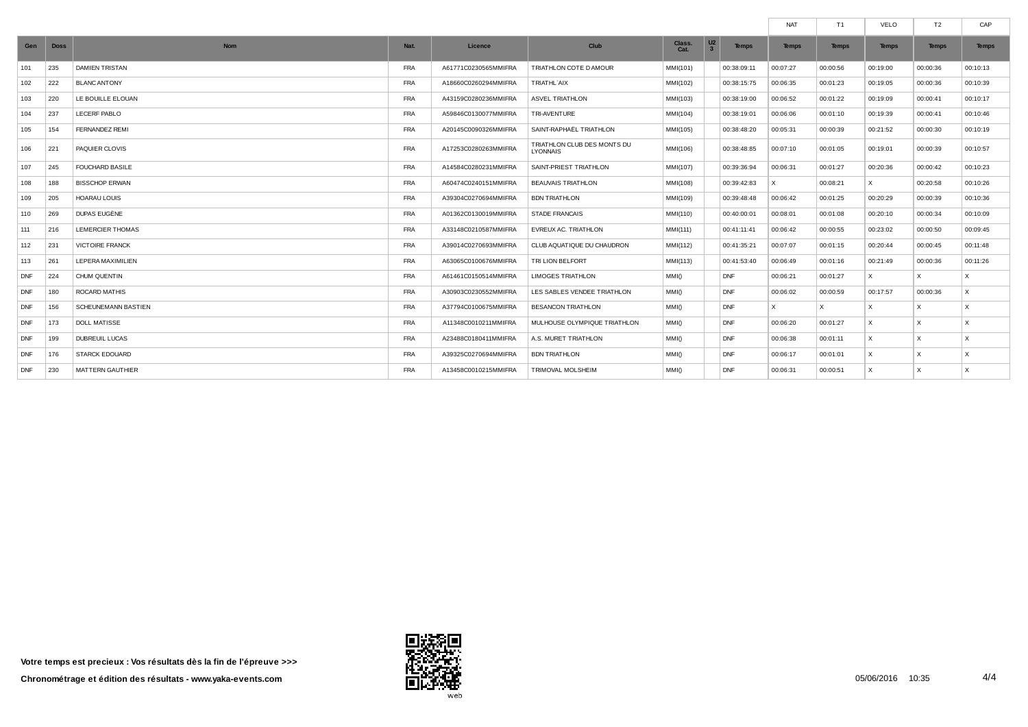| | | | | | | | | | NAT | T1 | VELO | T2 | CAP |
|---|---|---|---|---|---|---|---|---|---|---|---|---|---|
| Gen | Doss | Nom | Nat. | Licence | Club | Class. Cat. | U23 | Temps | Temps | Temps | Temps | Temps | Temps |
| 101 | 235 | DAMIEN TRISTAN | FRA | A61771C0230565MMIFRA | TRIATHLON COTE D AMOUR | MMI(101) | | 00:38:09:11 | 00:07:27 | 00:00:56 | 00:19:00 | 00:00:36 | 00:10:13 |
| 102 | 222 | BLANC ANTONY | FRA | A18660C0260294MMIFRA | TRIATHL´AIX | MMI(102) | | 00:38:15:75 | 00:06:35 | 00:01:23 | 00:19:05 | 00:00:36 | 00:10:39 |
| 103 | 220 | LE BOUILLE ELOUAN | FRA | A43159C0280236MMIFRA | ASVEL TRIATHLON | MMI(103) | | 00:38:19:00 | 00:06:52 | 00:01:22 | 00:19:09 | 00:00:41 | 00:10:17 |
| 104 | 237 | LECERF PABLO | FRA | A59846C0130077MMIFRA | TRI-AVENTURE | MMI(104) | | 00:38:19:01 | 00:06:06 | 00:01:10 | 00:19:39 | 00:00:41 | 00:10:46 |
| 105 | 154 | FERNANDEZ REMI | FRA | A20145C0090326MMIFRA | SAINT-RAPHAËL TRIATHLON | MMI(105) | | 00:38:48:20 | 00:05:31 | 00:00:39 | 00:21:52 | 00:00:30 | 00:10:19 |
| 106 | 221 | PAQUIER CLOVIS | FRA | A17253C0280263MMIFRA | TRIATHLON CLUB DES MONTS DU LYONNAIS | MMI(106) | | 00:38:48:85 | 00:07:10 | 00:01:05 | 00:19:01 | 00:00:39 | 00:10:57 |
| 107 | 245 | FOUCHARD BASILE | FRA | A14584C0280231MMIFRA | SAINT-PRIEST TRIATHLON | MMI(107) | | 00:39:36:94 | 00:06:31 | 00:01:27 | 00:20:36 | 00:00:42 | 00:10:23 |
| 108 | 188 | BISSCHOP ERWAN | FRA | A60474C0240151MMIFRA | BEAUVAIS TRIATHLON | MMI(108) | | 00:39:42:83 | X | 00:08:21 | X | 00:20:58 | 00:10:26 |
| 109 | 205 | HOARAU LOUIS | FRA | A39304C0270694MMIFRA | BDN TRIATHLON | MMI(109) | | 00:39:48:48 | 00:06:42 | 00:01:25 | 00:20:29 | 00:00:39 | 00:10:36 |
| 110 | 269 | DUPAS EUGÈNE | FRA | A01362C0130019MMIFRA | STADE FRANCAIS | MMI(110) | | 00:40:00:01 | 00:08:01 | 00:01:08 | 00:20:10 | 00:00:34 | 00:10:09 |
| 111 | 216 | LEMERCIER THOMAS | FRA | A33148C0210587MMIFRA | EVREUX AC. TRIATHLON | MMI(111) | | 00:41:11:41 | 00:06:42 | 00:00:55 | 00:23:02 | 00:00:50 | 00:09:45 |
| 112 | 231 | VICTOIRE FRANCK | FRA | A39014C0270693MMIFRA | CLUB AQUATIQUE DU CHAUDRON | MMI(112) | | 00:41:35:21 | 00:07:07 | 00:01:15 | 00:20:44 | 00:00:45 | 00:11:48 |
| 113 | 261 | LEPERA MAXIMILIEN | FRA | A63065C0100676MMIFRA | TRI LION BELFORT | MMI(113) | | 00:41:53:40 | 00:06:49 | 00:01:16 | 00:21:49 | 00:00:36 | 00:11:26 |
| DNF | 224 | CHUM QUENTIN | FRA | A61461C0150514MMIFRA | LIMOGES TRIATHLON | MMI() | | DNF | 00:06:21 | 00:01:27 | X | X | X |
| DNF | 180 | ROCARD MATHIS | FRA | A30903C0230552MMIFRA | LES SABLES VENDEE TRIATHLON | MMI() | | DNF | 00:06:02 | 00:00:59 | 00:17:57 | 00:00:36 | X |
| DNF | 156 | SCHEUNEMANN BASTIEN | FRA | A37794C0100675MMIFRA | BESANCON TRIATHLON | MMI() | | DNF | X | X | X | X | X |
| DNF | 173 | DOLL MATISSE | FRA | A11348C0010211MMIFRA | MULHOUSE OLYMPIQUE TRIATHLON | MMI() | | DNF | 00:06:20 | 00:01:27 | X | X | X |
| DNF | 199 | DUBREUIL LUCAS | FRA | A23488C0180411MMIFRA | A.S. MURET TRIATHLON | MMI() | | DNF | 00:06:38 | 00:01:11 | X | X | X |
| DNF | 176 | STARCK EDOUARD | FRA | A39325C0270694MMIFRA | BDN TRIATHLON | MMI() | | DNF | 00:06:17 | 00:01:01 | X | X | X |
| DNF | 230 | MATTERN GAUTHIER | FRA | A13458C0010215MMIFRA | TRIMOVAL MOLSHEIM | MMI() | | DNF | 00:06:31 | 00:00:51 | X | X | X |

**Votre temps est precieux : Vos résultats dès la fin de l'épreuve >>>**

**Chronométrage et édition des résultats - www.yaka-events.com**

web

05/06/2016 10:35